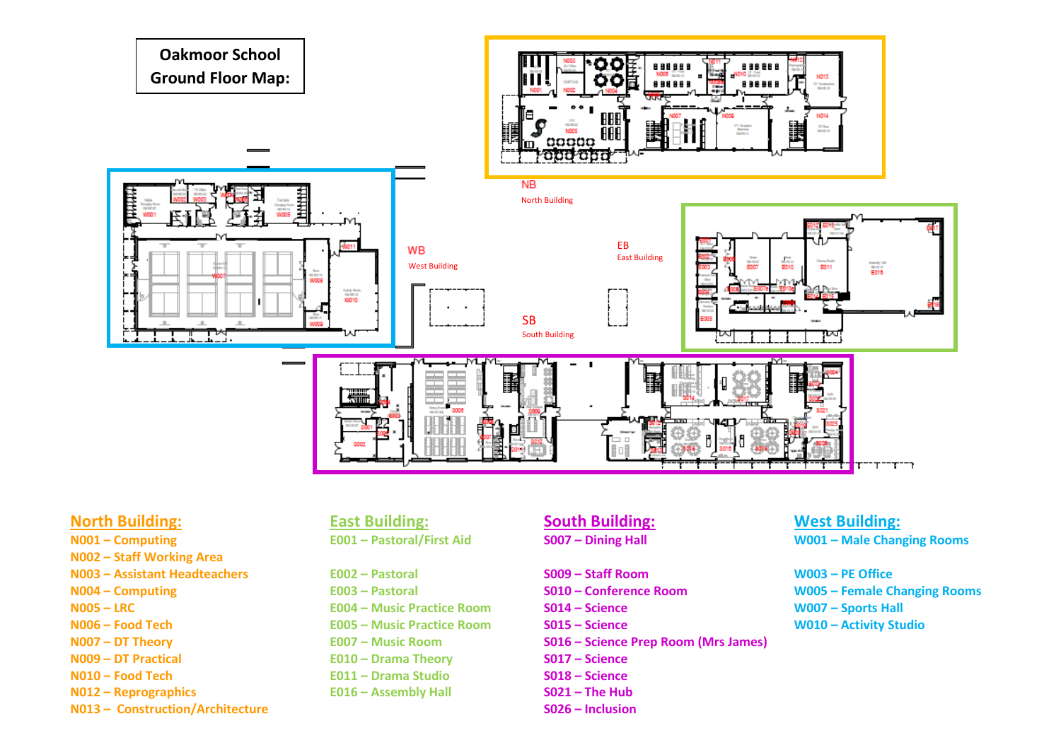# Oakmoor School Ground Floor Map:

NB
North Building

WB
West Building

EB
East Building

SB
South Building

## North Building:

N001 – Computing
N002 – Staff Working Area
N003 – Assistant Headteachers
N004 – Computing
N005 – LRC
N006 – Food Tech
N007 – DT Theory
N009 – DT Practical
N010 – Food Tech
N012 – Reprographics
N013 – Construction/Architecture

## East Building:

E001 – Pastoral/First Aid

E002 – Pastoral
E003 – Pastoral
E004 – Music Practice Room
E005 – Music Practice Room
E007 – Music Room
E010 – Drama Theory
E011 – Drama Studio
E016 – Assembly Hall

## South Building:

S007 – Dining Hall

S009 – Staff Room
S010 – Conference Room
S014 – Science
S015 – Science
S016 – Science Prep Room (Mrs James)
S017 – Science
S018 – Science
S021 – The Hub
S026 – Inclusion

## West Building:

W001 – Male Changing Rooms

W003 – PE Office
W005 – Female Changing Rooms
W007 – Sports Hall
W010 – Activity Studio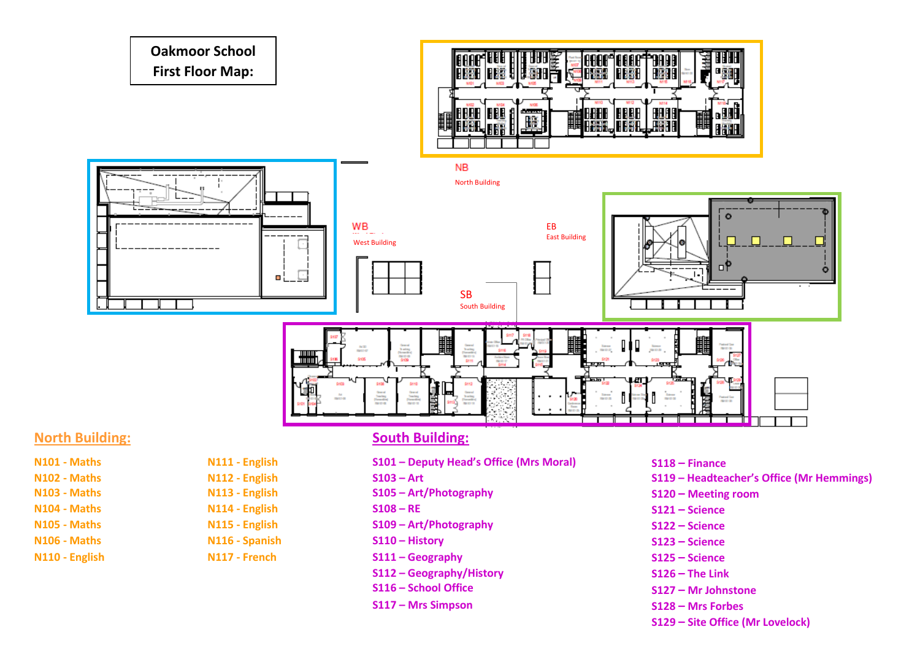# Oakmoor School First Floor Map:

NB
North Building

WB
West Building

EB
East Building

SB
South Building

## North Building:

N101 - Maths
N102 - Maths
N103 - Maths
N104 - Maths
N105 - Maths
N106 - Maths
N110 - English
N111 - English
N112 - English
N113 - English
N114 - English
N115 - English
N116 - Spanish
N117 - French

## South Building:

S101 – Deputy Head's Office (Mrs Moral)
S103 – Art
S105 – Art/Photography
S108 – RE
S109 – Art/Photography
S110 – History
S111 – Geography
S112 – Geography/History
S116 – School Office
S117 – Mrs Simpson
S118 – Finance
S119 – Headteacher's Office (Mr Hemmings)
S120 – Meeting room
S121 – Science
S122 – Science
S123 – Science
S125 – Science
S126 – The Link
S127 – Mr Johnstone
S128 – Mrs Forbes
S129 – Site Office (Mr Lovelock)